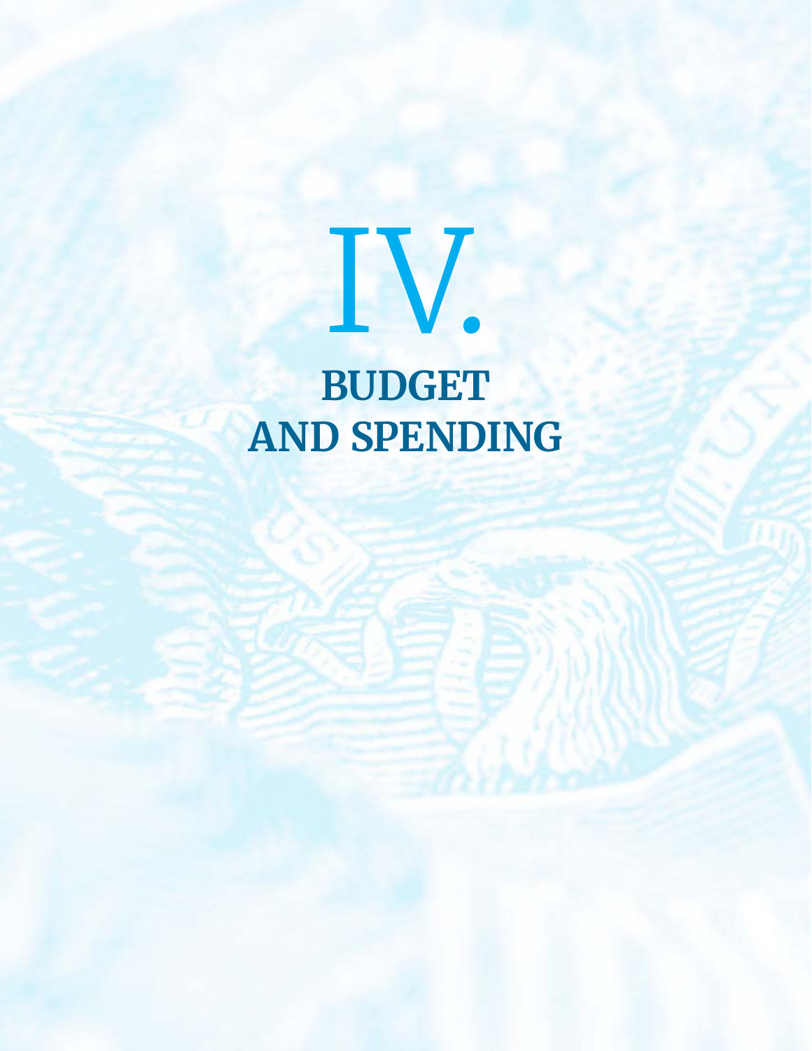# IV.

# BUDGET AND SPENDING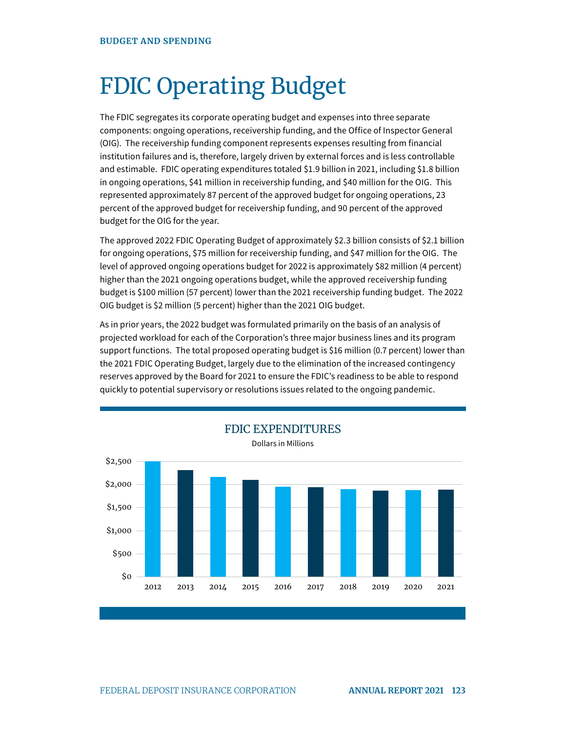## BUDGET AND SPENDING

# FDIC Operating Budget

The FDIC segregates its corporate operating budget and expenses into three separate components: ongoing operations, receivership funding, and the Office of Inspector General (OIG). The receivership funding component represents expenses resulting from financial institution failures and is, therefore, largely driven by external forces and is less controllable and estimable. FDIC operating expenditures totaled $1.9 billion in 2021, including $1.8 billion in ongoing operations, $41 million in receivership funding, and $40 million for the OIG. This represented approximately 87 percent of the approved budget for ongoing operations, 23 percent of the approved budget for receivership funding, and 90 percent of the approved budget for the OIG for the year.

The approved 2022 FDIC Operating Budget of approximately $2.3 billion consists of $2.1 billion for ongoing operations, $75 million for receivership funding, and $47 million for the OIG. The level of approved ongoing operations budget for 2022 is approximately $82 million (4 percent) higher than the 2021 ongoing operations budget, while the approved receivership funding budget is $100 million (57 percent) lower than the 2021 receivership funding budget. The 2022 OIG budget is $2 million (5 percent) higher than the 2021 OIG budget.

As in prior years, the 2022 budget was formulated primarily on the basis of an analysis of projected workload for each of the Corporation's three major business lines and its program support functions. The total proposed operating budget is $16 million (0.7 percent) lower than the 2021 FDIC Operating Budget, largely due to the elimination of the increased contingency reserves approved by the Board for 2021 to ensure the FDIC's readiness to be able to respond quickly to potential supervisory or resolutions issues related to the ongoing pandemic.

FDIC EXPENDITURES

Dollars in Millions

$2,500
$2,000
$1,500
$1,000
$500
$0

2012 2013 2014 2015 2016 2017 2018 2019 2020 2021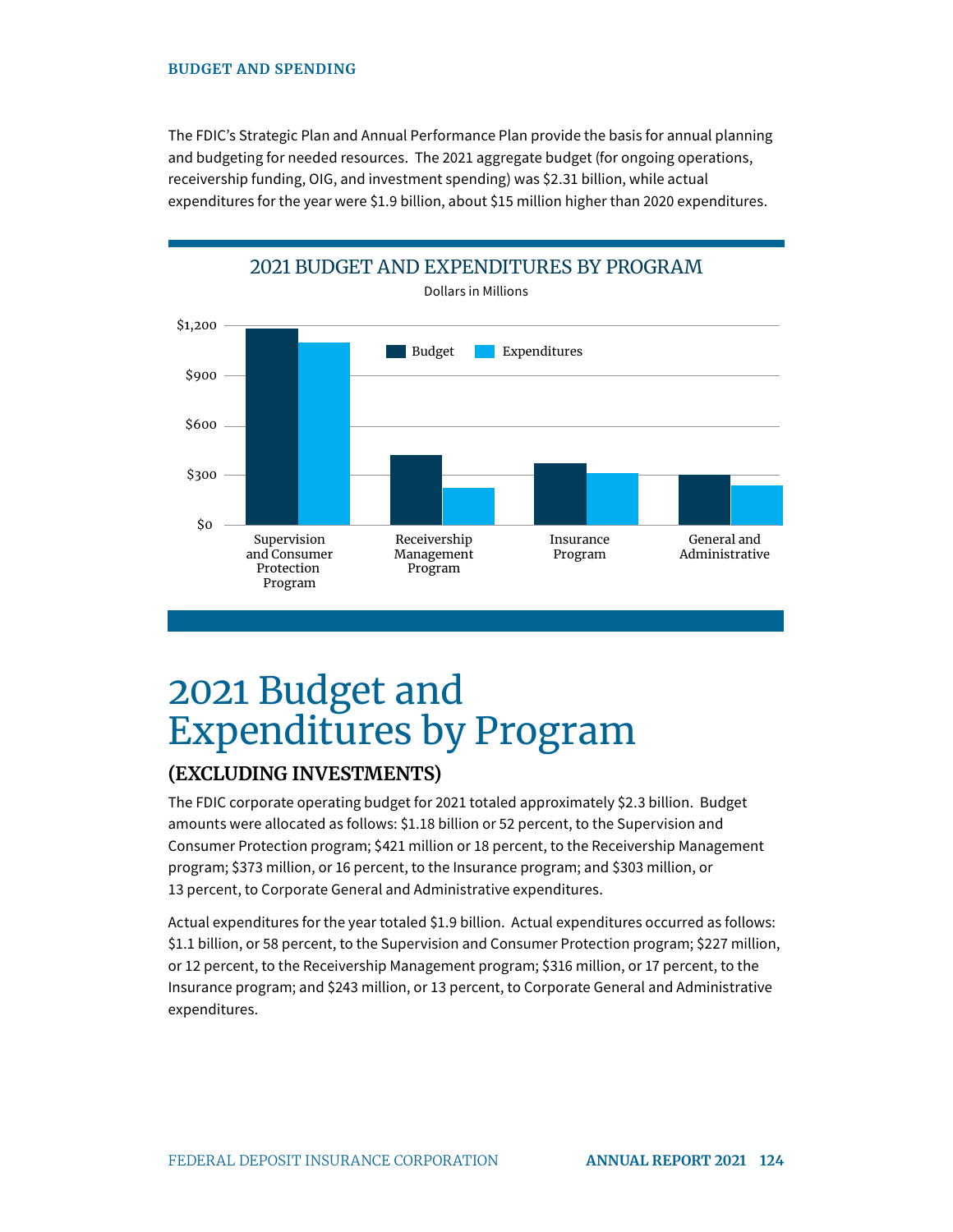## BUDGET AND SPENDING

The FDIC's Strategic Plan and Annual Performance Plan provide the basis for annual planning and budgeting for needed resources. The 2021 aggregate budget (for ongoing operations, receivership funding, OIG, and investment spending) was $2.31 billion, while actual expenditures for the year were $1.9 billion, about $15 million higher than 2020 expenditures.

2021 BUDGET AND EXPENDITURES BY PROGRAM

Dollars in Millions

$1,200
$900
$600
$300
$0

Budget
Expenditures

Supervision and Consumer Protection Program
Receivership Management Program
Insurance Program
General and Administrative

# 2021 Budget and Expenditures by Program

### (EXCLUDING INVESTMENTS)

The FDIC corporate operating budget for 2021 totaled approximately $2.3 billion. Budget amounts were allocated as follows: $1.18 billion or 52 percent, to the Supervision and Consumer Protection program; $421 million or 18 percent, to the Receivership Management program; $373 million, or 16 percent, to the Insurance program; and $303 million, or 13 percent, to Corporate General and Administrative expenditures.

Actual expenditures for the year totaled $1.9 billion. Actual expenditures occurred as follows: $1.1 billion, or 58 percent, to the Supervision and Consumer Protection program; $227 million, or 12 percent, to the Receivership Management program; $316 million, or 17 percent, to the Insurance program; and $243 million, or 13 percent, to Corporate General and Administrative expenditures.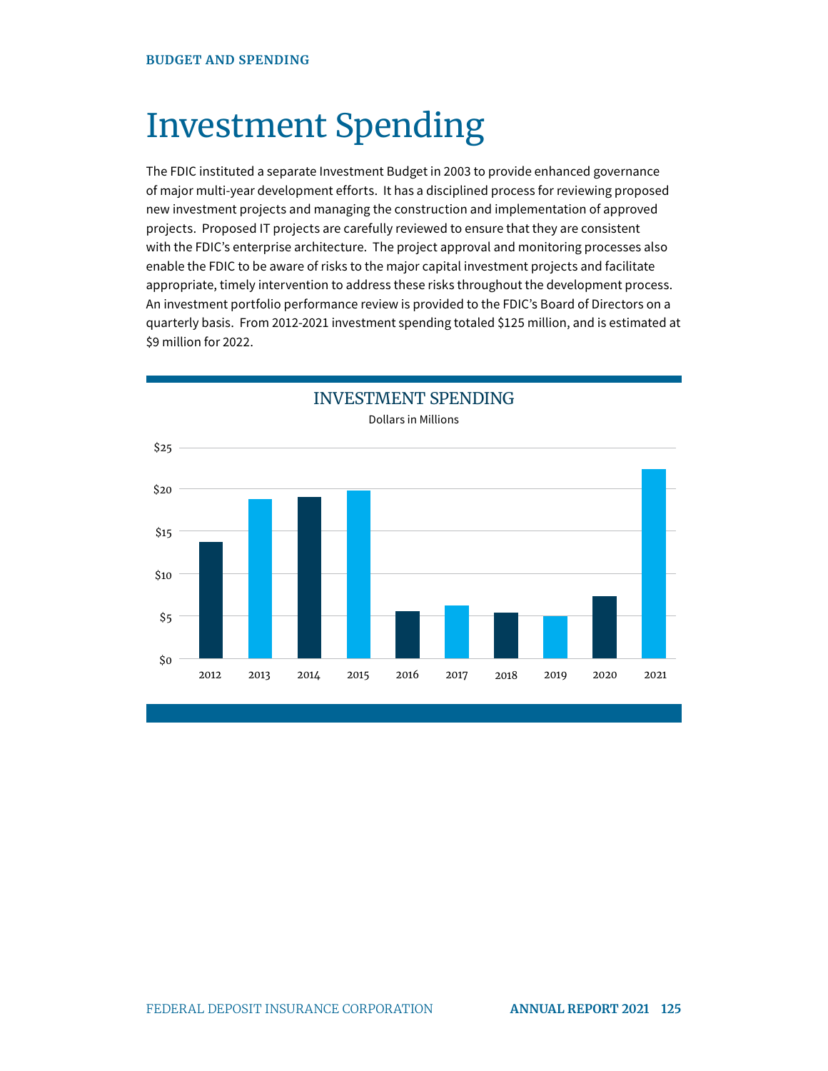BUDGET AND SPENDING

# Investment Spending

The FDIC instituted a separate Investment Budget in 2003 to provide enhanced governance of major multi-year development efforts. It has a disciplined process for reviewing proposed new investment projects and managing the construction and implementation of approved projects. Proposed IT projects are carefully reviewed to ensure that they are consistent with the FDIC's enterprise architecture. The project approval and monitoring processes also enable the FDIC to be aware of risks to the major capital investment projects and facilitate appropriate, timely intervention to address these risks throughout the development process. An investment portfolio performance review is provided to the FDIC's Board of Directors on a quarterly basis. From 2012-2021 investment spending totaled $125 million, and is estimated at $9 million for 2022.

INVESTMENT SPENDING

Dollars in Millions

$25
$20
$15
$10
$5
$0

2012 2013 2014 2015 2016 2017 2018 2019 2020 2021